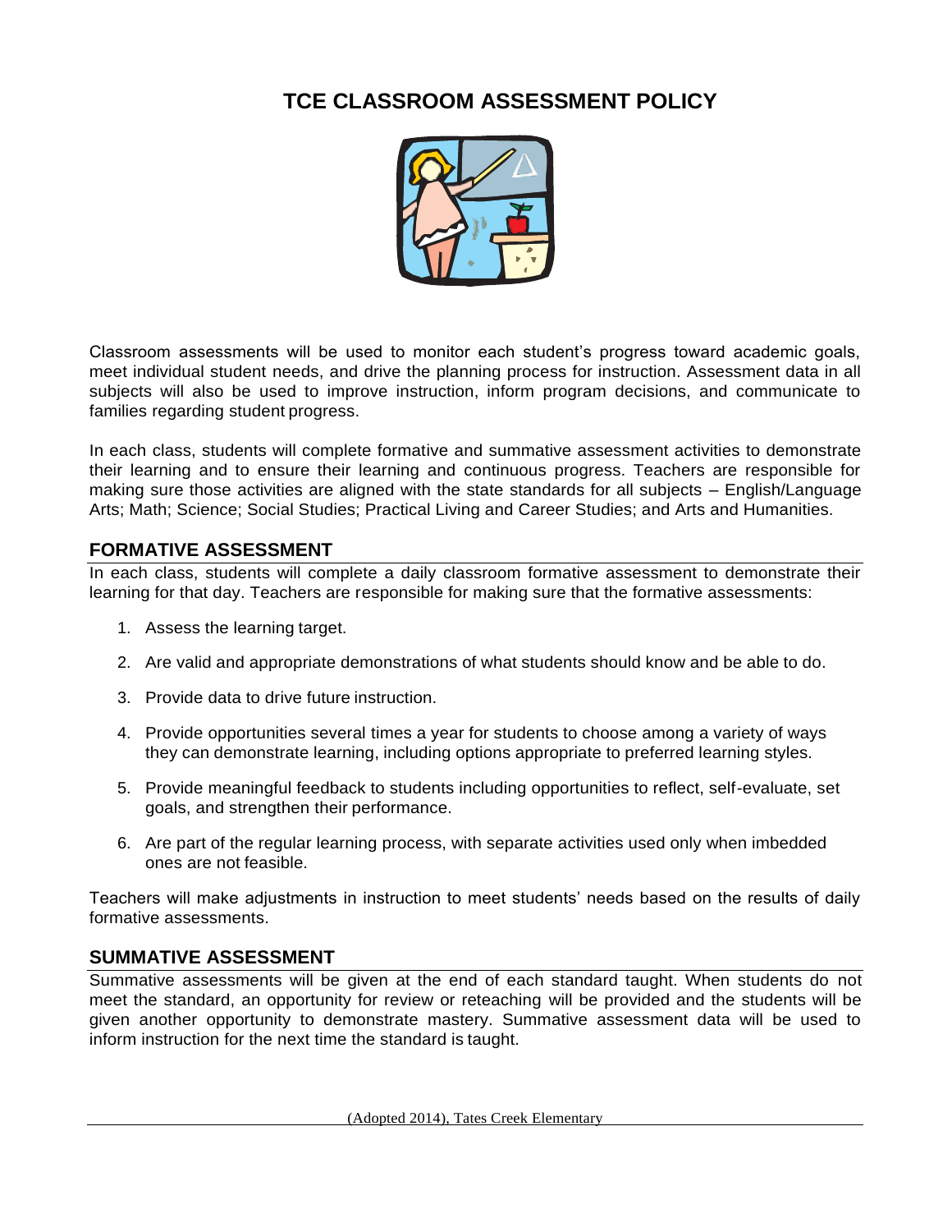# TCE CLASSROOM ASSESSMENT POLICY

Classroom assessments will be used to monitor each student's progress toward academic goals, meet individual student needs, and drive the planning process for instruction. Assessment data in all subjects will also be used to improve instruction, inform program decisions, and communicate to families regarding student progress.

In each class, students will complete formative and summative assessment activities to demonstrate their learning and to ensure their learning and continuous progress. Teachers are responsible for making sure those activities are aligned with the state standards for all subjects – English/Language Arts; Math; Science; Social Studies; Practical Living and Career Studies; and Arts and Humanities.

## FORMATIVE ASSESSMENT

In each class, students will complete a daily classroom formative assessment to demonstrate their learning for that day. Teachers are responsible for making sure that the formative assessments:

1. Assess the learning target.
2. Are valid and appropriate demonstrations of what students should know and be able to do.
3. Provide data to drive future instruction.
4. Provide opportunities several times a year for students to choose among a variety of ways they can demonstrate learning, including options appropriate to preferred learning styles.
5. Provide meaningful feedback to students including opportunities to reflect, self-evaluate, set goals, and strengthen their performance.
6. Are part of the regular learning process, with separate activities used only when imbedded ones are not feasible.

Teachers will make adjustments in instruction to meet students' needs based on the results of daily formative assessments.

## SUMMATIVE ASSESSMENT

Summative assessments will be given at the end of each standard taught. When students do not meet the standard, an opportunity for review or reteaching will be provided and the students will be given another opportunity to demonstrate mastery. Summative assessment data will be used to inform instruction for the next time the standard is taught.

(Adopted 2014), Tates Creek Elementary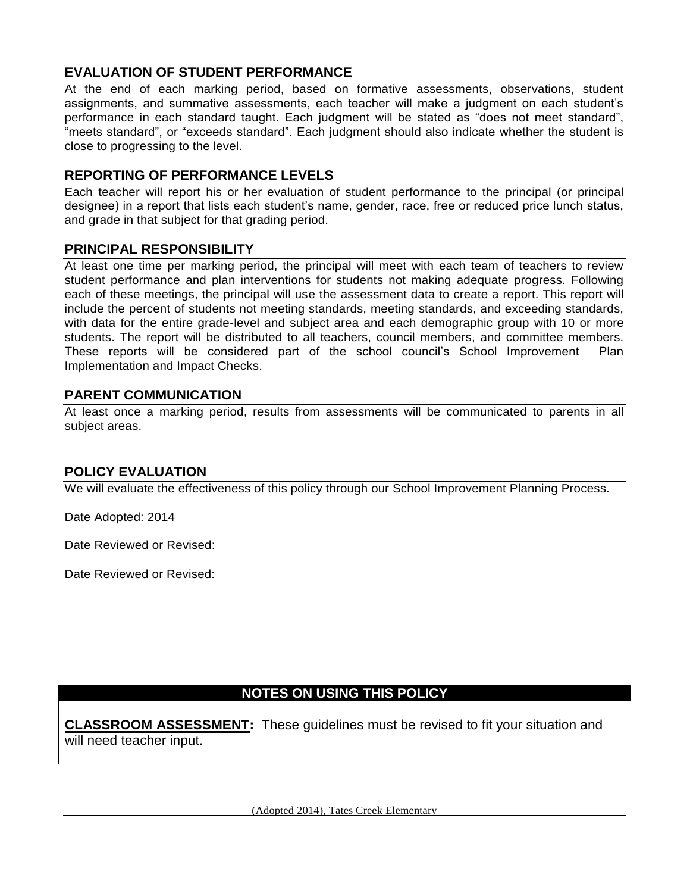## EVALUATION OF STUDENT PERFORMANCE

At the end of each marking period, based on formative assessments, observations, student assignments, and summative assessments, each teacher will make a judgment on each student's performance in each standard taught. Each judgment will be stated as "does not meet standard", "meets standard", or "exceeds standard". Each judgment should also indicate whether the student is close to progressing to the level.

## REPORTING OF PERFORMANCE LEVELS

Each teacher will report his or her evaluation of student performance to the principal (or principal designee) in a report that lists each student's name, gender, race, free or reduced price lunch status, and grade in that subject for that grading period.

## PRINCIPAL RESPONSIBILITY

At least one time per marking period, the principal will meet with each team of teachers to review student performance and plan interventions for students not making adequate progress. Following each of these meetings, the principal will use the assessment data to create a report. This report will include the percent of students not meeting standards, meeting standards, and exceeding standards, with data for the entire grade-level and subject area and each demographic group with 10 or more students. The report will be distributed to all teachers, council members, and committee members. These reports will be considered part of the school council's School Improvement Plan Implementation and Impact Checks.

## PARENT COMMUNICATION

At least once a marking period, results from assessments will be communicated to parents in all subject areas.

## POLICY EVALUATION

We will evaluate the effectiveness of this policy through our School Improvement Planning Process.

Date Adopted: 2014

Date Reviewed or Revised:

Date Reviewed or Revised:

### NOTES ON USING THIS POLICY

**CLASSROOM ASSESSMENT:** These guidelines must be revised to fit your situation and will need teacher input.